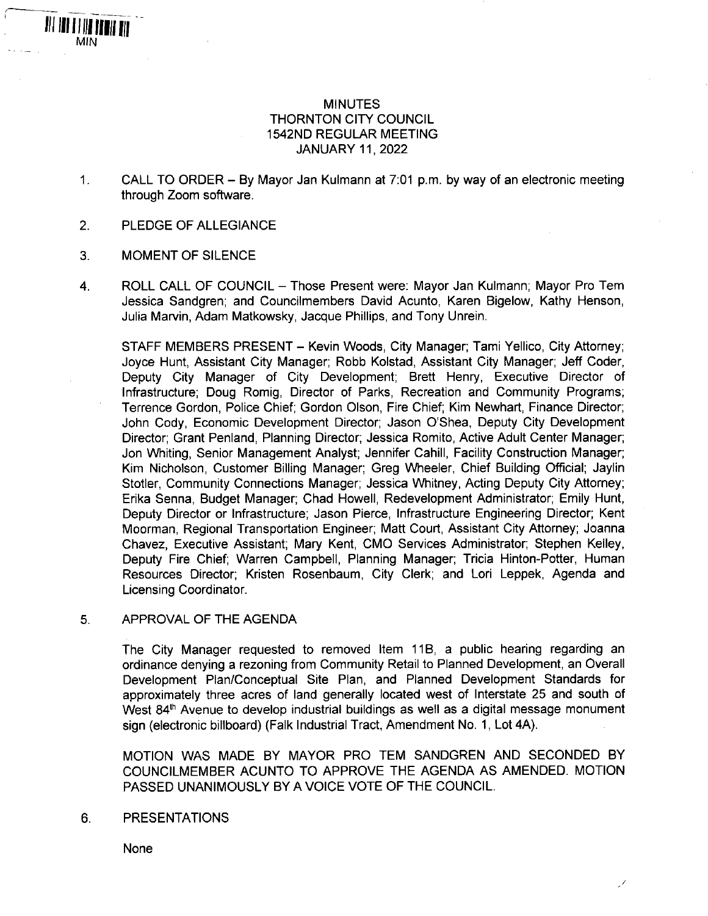MIN

# MINUTES
## THORNTON CITY COUNCIL
## 1542ND REGULAR MEETING
## JANUARY 11, 2022

1. CALL TO ORDER – By Mayor Jan Kulmann at 7:01 p.m. by way of an electronic meeting through Zoom software.

2. PLEDGE OF ALLEGIANCE

3. MOMENT OF SILENCE

4. ROLL CALL OF COUNCIL – Those Present were: Mayor Jan Kulmann; Mayor Pro Tem Jessica Sandgren; and Councilmembers David Acunto, Karen Bigelow, Kathy Henson, Julia Marvin, Adam Matkowsky, Jacque Phillips, and Tony Unrein.

   STAFF MEMBERS PRESENT – Kevin Woods, City Manager; Tami Yellico, City Attorney; Joyce Hunt, Assistant City Manager; Robb Kolstad, Assistant City Manager; Jeff Coder, Deputy City Manager of City Development; Brett Henry, Executive Director of Infrastructure; Doug Romig, Director of Parks, Recreation and Community Programs; Terrence Gordon, Police Chief; Gordon Olson, Fire Chief; Kim Newhart, Finance Director; John Cody, Economic Development Director; Jason O'Shea, Deputy City Development Director; Grant Penland, Planning Director; Jessica Romito, Active Adult Center Manager; Jon Whiting, Senior Management Analyst; Jennifer Cahill, Facility Construction Manager; Kim Nicholson, Customer Billing Manager; Greg Wheeler, Chief Building Official; Jaylin Stotler, Community Connections Manager; Jessica Whitney, Acting Deputy City Attorney; Erika Senna, Budget Manager; Chad Howell, Redevelopment Administrator; Emily Hunt, Deputy Director or Infrastructure; Jason Pierce, Infrastructure Engineering Director; Kent Moorman, Regional Transportation Engineer; Matt Court, Assistant City Attorney; Joanna Chavez, Executive Assistant; Mary Kent, CMO Services Administrator; Stephen Kelley, Deputy Fire Chief; Warren Campbell, Planning Manager; Tricia Hinton-Potter, Human Resources Director; Kristen Rosenbaum, City Clerk; and Lori Leppek, Agenda and Licensing Coordinator.

5. APPROVAL OF THE AGENDA

   The City Manager requested to removed Item 11B, a public hearing regarding an ordinance denying a rezoning from Community Retail to Planned Development, an Overall Development Plan/Conceptual Site Plan, and Planned Development Standards for approximately three acres of land generally located west of Interstate 25 and south of West 84th Avenue to develop industrial buildings as well as a digital message monument sign (electronic billboard) (Falk Industrial Tract, Amendment No. 1, Lot 4A).

   MOTION WAS MADE BY MAYOR PRO TEM SANDGREN AND SECONDED BY COUNCILMEMBER ACUNTO TO APPROVE THE AGENDA AS AMENDED. MOTION PASSED UNANIMOUSLY BY A VOICE VOTE OF THE COUNCIL.

6. PRESENTATIONS

   None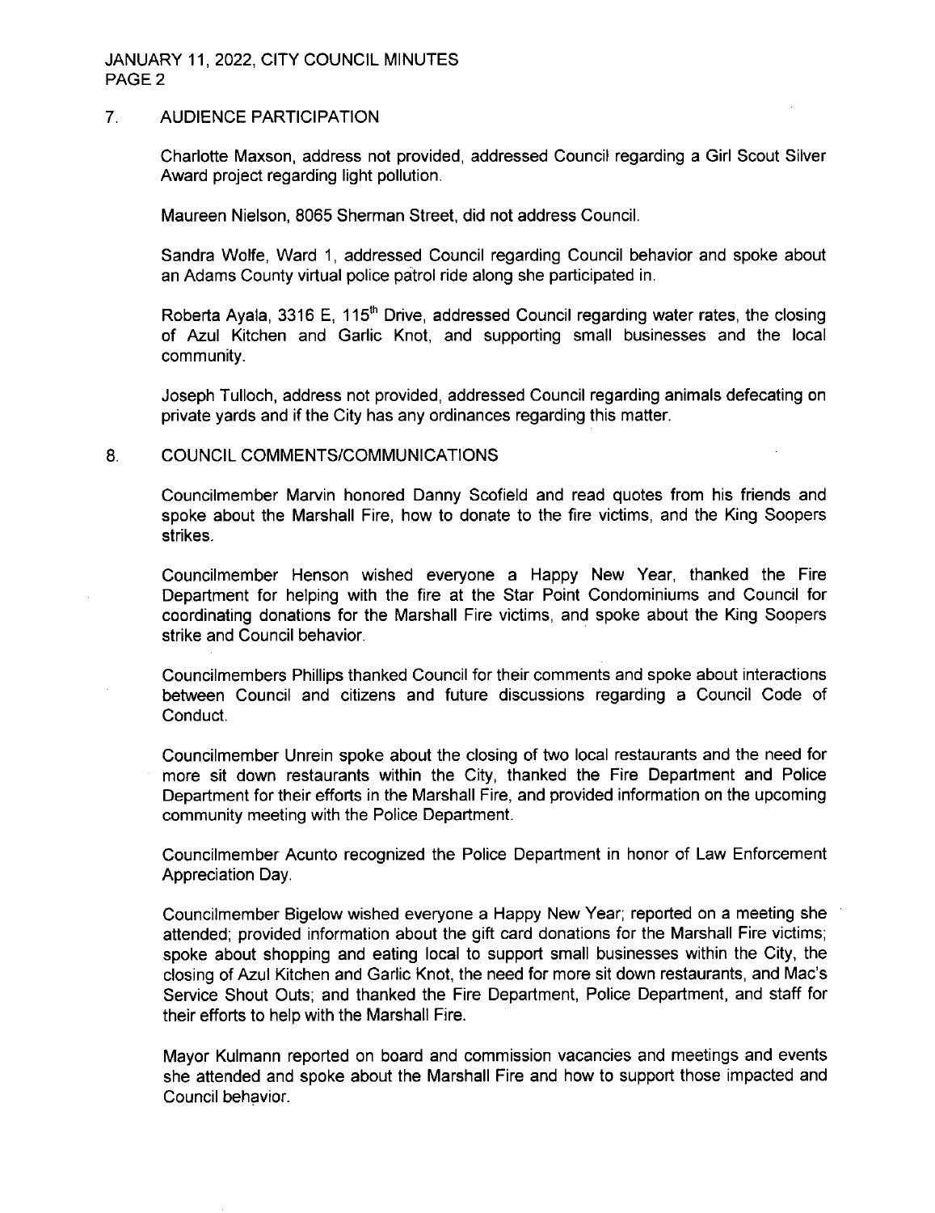## 7. AUDIENCE PARTICIPATION

Charlotte Maxson, address not provided, addressed Council regarding a Girl Scout Silver Award project regarding light pollution.

Maureen Nielson, 8065 Sherman Street, did not address Council.

Sandra Wolfe, Ward 1, addressed Council regarding Council behavior and spoke about an Adams County virtual police patrol ride along she participated in.

Roberta Ayala, 3316 E, 115th Drive, addressed Council regarding water rates, the closing of Azul Kitchen and Garlic Knot, and supporting small businesses and the local community.

Joseph Tulloch, address not provided, addressed Council regarding animals defecating on private yards and if the City has any ordinances regarding this matter.

## 8. COUNCIL COMMENTS/COMMUNICATIONS

Councilmember Marvin honored Danny Scofield and read quotes from his friends and spoke about the Marshall Fire, how to donate to the fire victims, and the King Soopers strikes.

Councilmember Henson wished everyone a Happy New Year, thanked the Fire Department for helping with the fire at the Star Point Condominiums and Council for coordinating donations for the Marshall Fire victims, and spoke about the King Soopers strike and Council behavior.

Councilmembers Phillips thanked Council for their comments and spoke about interactions between Council and citizens and future discussions regarding a Council Code of Conduct.

Councilmember Unrein spoke about the closing of two local restaurants and the need for more sit down restaurants within the City, thanked the Fire Department and Police Department for their efforts in the Marshall Fire, and provided information on the upcoming community meeting with the Police Department.

Councilmember Acunto recognized the Police Department in honor of Law Enforcement Appreciation Day.

Councilmember Bigelow wished everyone a Happy New Year; reported on a meeting she attended; provided information about the gift card donations for the Marshall Fire victims; spoke about shopping and eating local to support small businesses within the City, the closing of Azul Kitchen and Garlic Knot, the need for more sit down restaurants, and Mac's Service Shout Outs; and thanked the Fire Department, Police Department, and staff for their efforts to help with the Marshall Fire.

Mayor Kulmann reported on board and commission vacancies and meetings and events she attended and spoke about the Marshall Fire and how to support those impacted and Council behavior.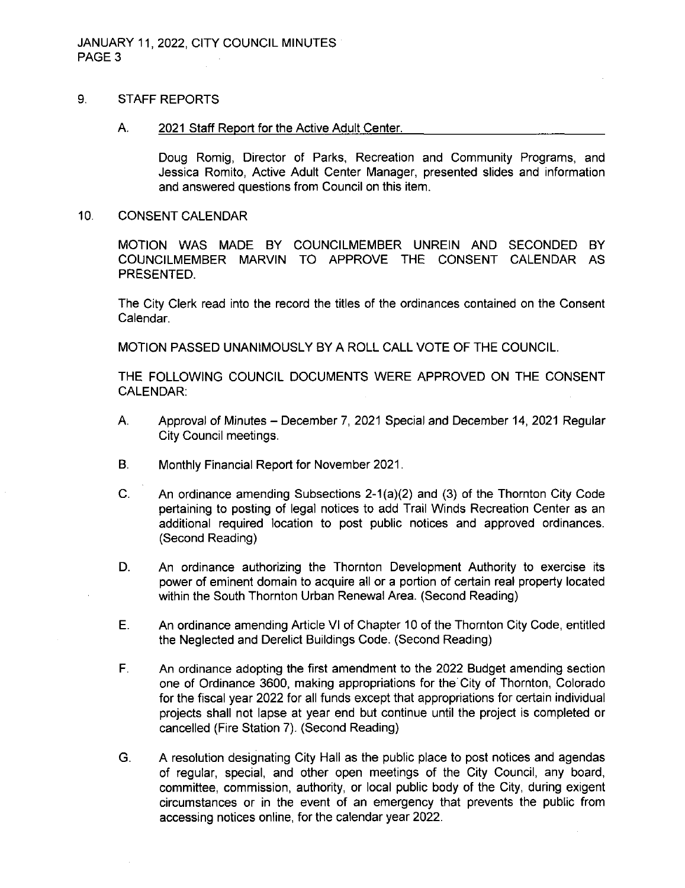## 9. STAFF REPORTS

### A. 2021 Staff Report for the Active Adult Center.

Doug Romig, Director of Parks, Recreation and Community Programs, and Jessica Romito, Active Adult Center Manager, presented slides and information and answered questions from Council on this item.

## 10. CONSENT CALENDAR

MOTION WAS MADE BY COUNCILMEMBER UNREIN AND SECONDED BY COUNCILMEMBER MARVIN TO APPROVE THE CONSENT CALENDAR AS PRESENTED.

The City Clerk read into the record the titles of the ordinances contained on the Consent Calendar.

MOTION PASSED UNANIMOUSLY BY A ROLL CALL VOTE OF THE COUNCIL.

THE FOLLOWING COUNCIL DOCUMENTS WERE APPROVED ON THE CONSENT CALENDAR:

A. Approval of Minutes – December 7, 2021 Special and December 14, 2021 Regular City Council meetings.

B. Monthly Financial Report for November 2021.

C. An ordinance amending Subsections 2-1(a)(2) and (3) of the Thornton City Code pertaining to posting of legal notices to add Trail Winds Recreation Center as an additional required location to post public notices and approved ordinances. (Second Reading)

D. An ordinance authorizing the Thornton Development Authority to exercise its power of eminent domain to acquire all or a portion of certain real property located within the South Thornton Urban Renewal Area. (Second Reading)

E. An ordinance amending Article VI of Chapter 10 of the Thornton City Code, entitled the Neglected and Derelict Buildings Code. (Second Reading)

F. An ordinance adopting the first amendment to the 2022 Budget amending section one of Ordinance 3600, making appropriations for the City of Thornton, Colorado for the fiscal year 2022 for all funds except that appropriations for certain individual projects shall not lapse at year end but continue until the project is completed or cancelled (Fire Station 7). (Second Reading)

G. A resolution designating City Hall as the public place to post notices and agendas of regular, special, and other open meetings of the City Council, any board, committee, commission, authority, or local public body of the City, during exigent circumstances or in the event of an emergency that prevents the public from accessing notices online, for the calendar year 2022.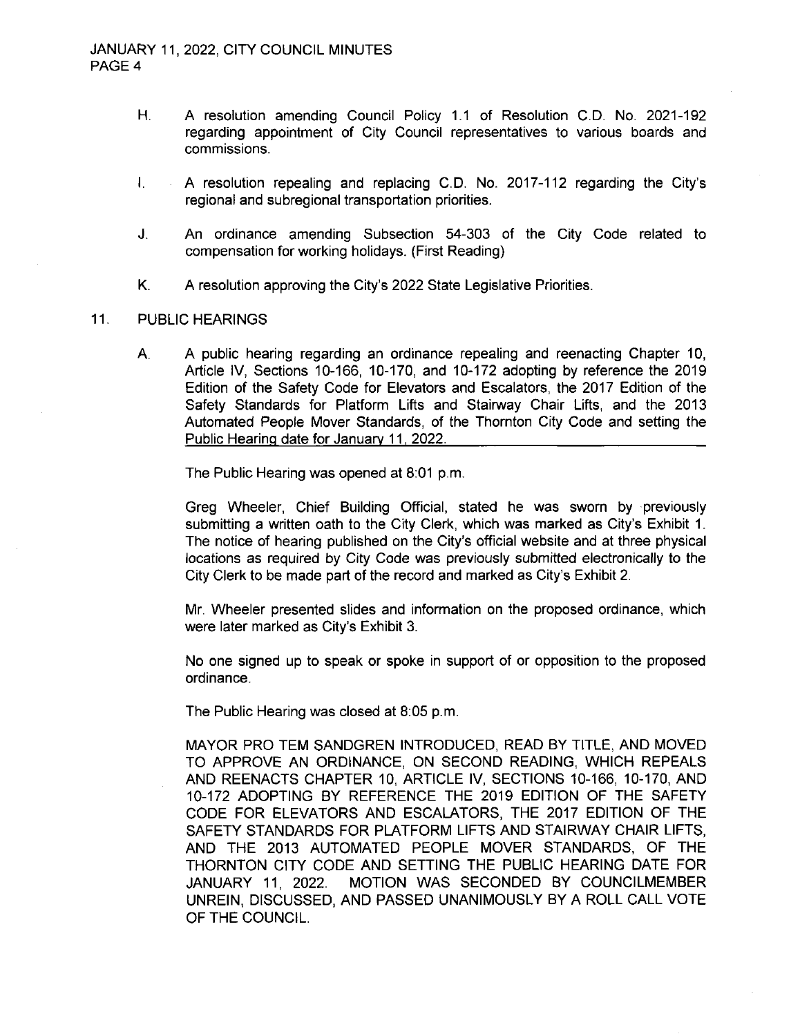H. A resolution amending Council Policy 1.1 of Resolution C.D. No. 2021-192 regarding appointment of City Council representatives to various boards and commissions.

I. A resolution repealing and replacing C.D. No. 2017-112 regarding the City's regional and subregional transportation priorities.

J. An ordinance amending Subsection 54-303 of the City Code related to compensation for working holidays. (First Reading)

K. A resolution approving the City's 2022 State Legislative Priorities.

## 11. PUBLIC HEARINGS

A. A public hearing regarding an ordinance repealing and reenacting Chapter 10, Article IV, Sections 10-166, 10-170, and 10-172 adopting by reference the 2019 Edition of the Safety Code for Elevators and Escalators, the 2017 Edition of the Safety Standards for Platform Lifts and Stairway Chair Lifts, and the 2013 Automated People Mover Standards, of the Thornton City Code and setting the Public Hearing date for January 11, 2022.

The Public Hearing was opened at 8:01 p.m.

Greg Wheeler, Chief Building Official, stated he was sworn by previously submitting a written oath to the City Clerk, which was marked as City's Exhibit 1. The notice of hearing published on the City's official website and at three physical locations as required by City Code was previously submitted electronically to the City Clerk to be made part of the record and marked as City's Exhibit 2.

Mr. Wheeler presented slides and information on the proposed ordinance, which were later marked as City's Exhibit 3.

No one signed up to speak or spoke in support of or opposition to the proposed ordinance.

The Public Hearing was closed at 8:05 p.m.

MAYOR PRO TEM SANDGREN INTRODUCED, READ BY TITLE, AND MOVED TO APPROVE AN ORDINANCE, ON SECOND READING, WHICH REPEALS AND REENACTS CHAPTER 10, ARTICLE IV, SECTIONS 10-166, 10-170, AND 10-172 ADOPTING BY REFERENCE THE 2019 EDITION OF THE SAFETY CODE FOR ELEVATORS AND ESCALATORS, THE 2017 EDITION OF THE SAFETY STANDARDS FOR PLATFORM LIFTS AND STAIRWAY CHAIR LIFTS, AND THE 2013 AUTOMATED PEOPLE MOVER STANDARDS, OF THE THORNTON CITY CODE AND SETTING THE PUBLIC HEARING DATE FOR JANUARY 11, 2022. MOTION WAS SECONDED BY COUNCILMEMBER UNREIN, DISCUSSED, AND PASSED UNANIMOUSLY BY A ROLL CALL VOTE OF THE COUNCIL.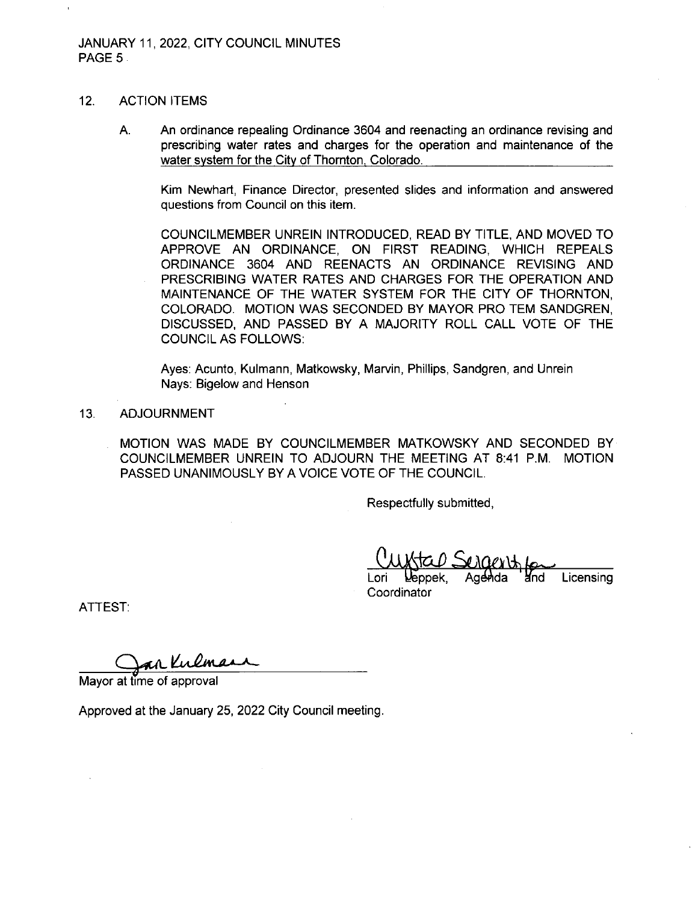## 12. ACTION ITEMS

A. An ordinance repealing Ordinance 3604 and reenacting an ordinance revising and prescribing water rates and charges for the operation and maintenance of the water system for the City of Thornton, Colorado.

Kim Newhart, Finance Director, presented slides and information and answered questions from Council on this item.

COUNCILMEMBER UNREIN INTRODUCED, READ BY TITLE, AND MOVED TO APPROVE AN ORDINANCE, ON FIRST READING, WHICH REPEALS ORDINANCE 3604 AND REENACTS AN ORDINANCE REVISING AND PRESCRIBING WATER RATES AND CHARGES FOR THE OPERATION AND MAINTENANCE OF THE WATER SYSTEM FOR THE CITY OF THORNTON, COLORADO. MOTION WAS SECONDED BY MAYOR PRO TEM SANDGREN, DISCUSSED, AND PASSED BY A MAJORITY ROLL CALL VOTE OF THE COUNCIL AS FOLLOWS:

Ayes: Acunto, Kulmann, Matkowsky, Marvin, Phillips, Sandgren, and Unrein
Nays: Bigelow and Henson

## 13. ADJOURNMENT

MOTION WAS MADE BY COUNCILMEMBER MATKOWSKY AND SECONDED BY COUNCILMEMBER UNREIN TO ADJOURN THE MEETING AT 8:41 P.M. MOTION PASSED UNANIMOUSLY BY A VOICE VOTE OF THE COUNCIL.

Respectfully submitted,

Crystal Sargent for
Lori Leppek, Agenda and Licensing Coordinator

ATTEST:

Jan Kulmann
Mayor at time of approval

Approved at the January 25, 2022 City Council meeting.